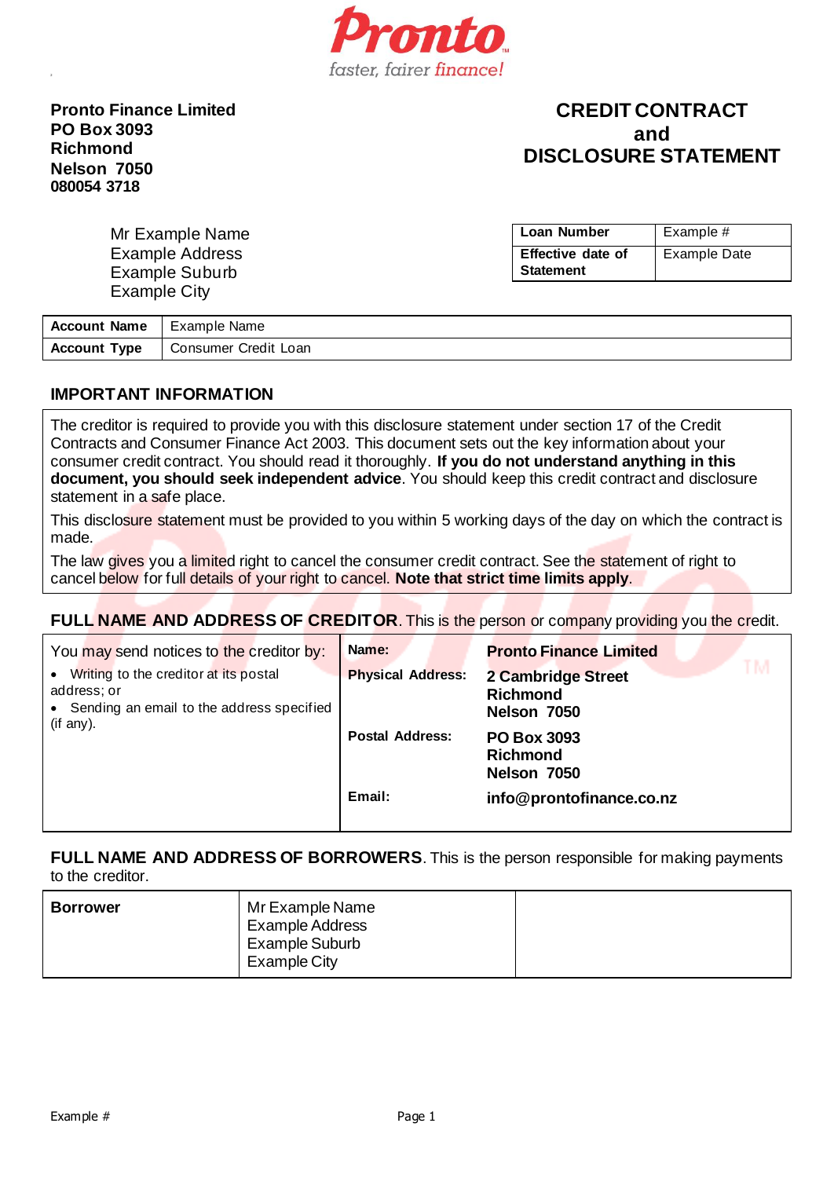**Pronto**
*faster, fairer finance!*

**Pronto Finance Limited**
**PO Box 3093**
**Richmond**
**Nelson 7050**
**080054 3718**

# CREDIT CONTRACT and DISCLOSURE STATEMENT

Mr Example Name
Example Address
Example Suburb
Example City

| **Loan Number** | Example # |
|---|---|
| **Effective date of Statement** | Example Date |

| **Account Name** | Example Name |
|---|---|
| **Account Type** | Consumer Credit Loan |

## IMPORTANT INFORMATION

The creditor is required to provide you with this disclosure statement under section 17 of the Credit Contracts and Consumer Finance Act 2003. This document sets out the key information about your consumer credit contract. You should read it thoroughly. **If you do not understand anything in this document, you should seek independent advice**. You should keep this credit contract and disclosure statement in a safe place.

This disclosure statement must be provided to you within 5 working days of the day on which the contract is made.

The law gives you a limited right to cancel the consumer credit contract. See the statement of right to cancel below for full details of your right to cancel. **Note that strict time limits apply**.

**FULL NAME AND ADDRESS OF CREDITOR**. This is the person or company providing you the credit.

| You may send notices to the creditor by: | | |
|---|---|---|
| • Writing to the creditor at its postal address; or<br>• Sending an email to the address specified (if any). | **Name:** | **Pronto Finance Limited** |
| | **Physical Address:** | **2 Cambridge Street**<br>**Richmond**<br>**Nelson 7050** |
| | **Postal Address:** | **PO Box 3093**<br>**Richmond**<br>**Nelson 7050** |
| | **Email:** | **info@prontofinance.co.nz** |

**FULL NAME AND ADDRESS OF BORROWERS**. This is the person responsible for making payments to the creditor.

| **Borrower** | Mr Example Name<br>Example Address<br>Example Suburb<br>Example City | |
|---|---|---|

Example #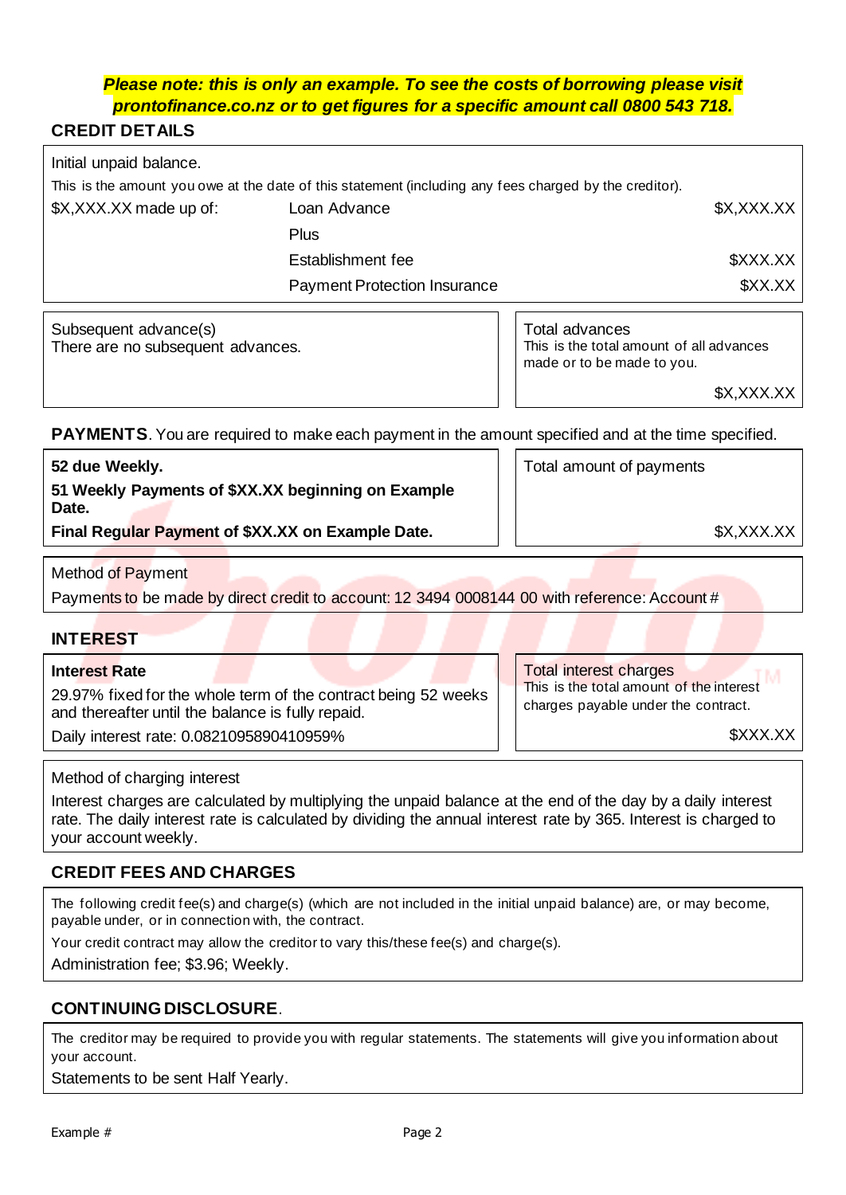***Please note: this is only an example. To see the costs of borrowing please visit prontofinance.co.nz or to get figures for a specific amount call 0800 543 718.***

## CREDIT DETAILS

Initial unpaid balance.

This is the amount you owe at the date of this statement (including any fees charged by the creditor).

| $X,XXX.XX made up of: | Loan Advance | $X,XXX.XX |
|---|---|---|
| | Plus | |
| | Establishment fee | $XXX.XX |
| | Payment Protection Insurance | $XX.XX |

Subsequent advance(s)
There are no subsequent advances.

Total advances
This is the total amount of all advances made or to be made to you.

$X,XXX.XX

**PAYMENTS**. You are required to make each payment in the amount specified and at the time specified.

**52 due Weekly.**

**51 Weekly Payments of $XX.XX beginning on Example Date.**

**Final Regular Payment of $XX.XX on Example Date.**

Total amount of payments

$X,XXX.XX

Method of Payment

Payments to be made by direct credit to account: 12 3494 0008144 00 with reference: Account #

## INTEREST

**Interest Rate**

29.97% fixed for the whole term of the contract being 52 weeks and thereafter until the balance is fully repaid.

Daily interest rate: 0.0821095890410959%

Total interest charges
This is the total amount of the interest charges payable under the contract.

$XXX.XX

Method of charging interest

Interest charges are calculated by multiplying the unpaid balance at the end of the day by a daily interest rate. The daily interest rate is calculated by dividing the annual interest rate by 365. Interest is charged to your account weekly.

## CREDIT FEES AND CHARGES

The following credit fee(s) and charge(s) (which are not included in the initial unpaid balance) are, or may become, payable under, or in connection with, the contract.

Your credit contract may allow the creditor to vary this/these fee(s) and charge(s).

Administration fee; $3.96; Weekly.

## CONTINUING DISCLOSURE.

The creditor may be required to provide you with regular statements. The statements will give you information about your account.

Statements to be sent Half Yearly.

Example #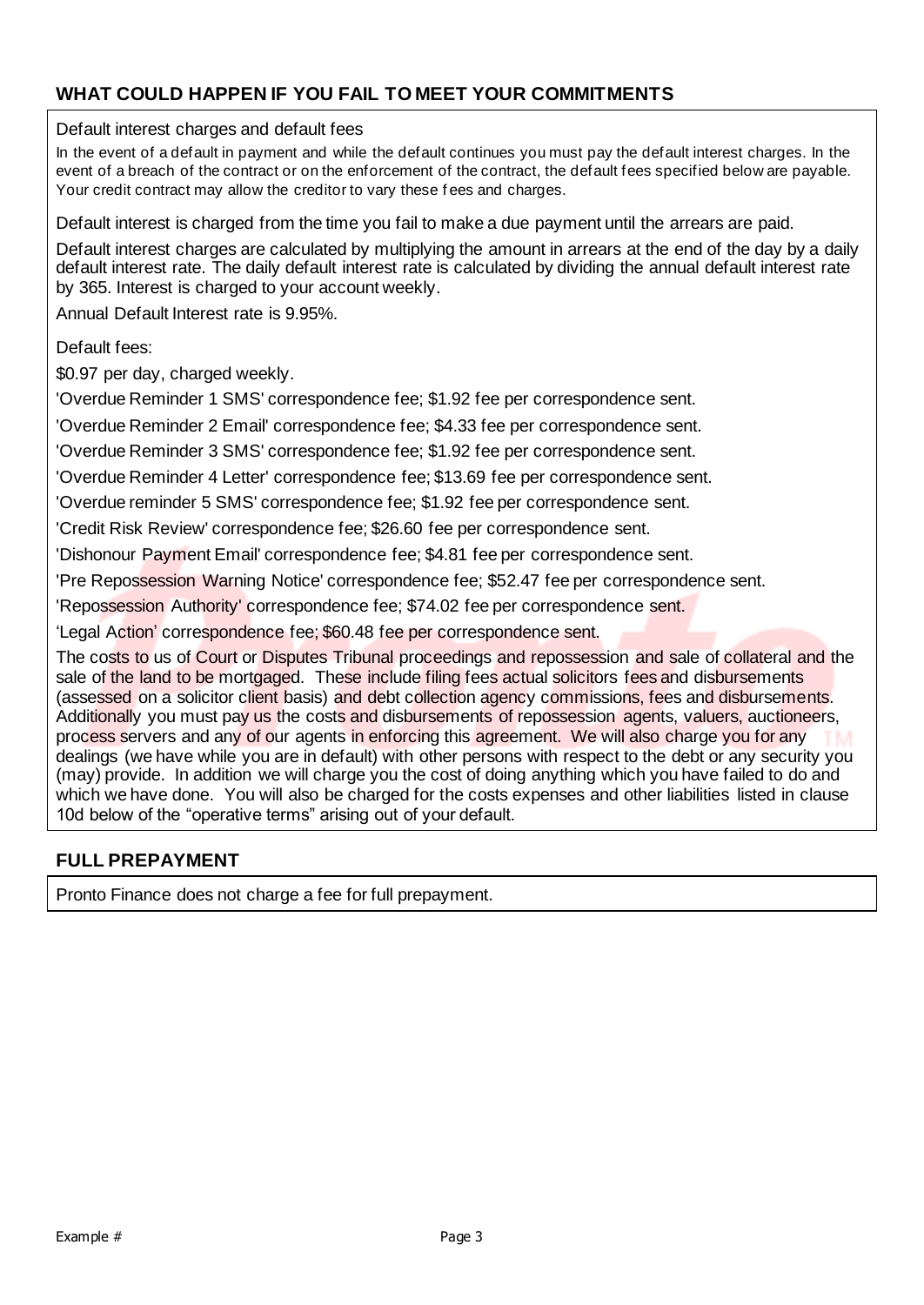## WHAT COULD HAPPEN IF YOU FAIL TO MEET YOUR COMMITMENTS

Default interest charges and default fees

In the event of a default in payment and while the default continues you must pay the default interest charges. In the event of a breach of the contract or on the enforcement of the contract, the default fees specified below are payable. Your credit contract may allow the creditor to vary these fees and charges.

Default interest is charged from the time you fail to make a due payment until the arrears are paid.

Default interest charges are calculated by multiplying the amount in arrears at the end of the day by a daily default interest rate. The daily default interest rate is calculated by dividing the annual default interest rate by 365. Interest is charged to your account weekly.

Annual Default Interest rate is 9.95%.

Default fees:

$0.97 per day, charged weekly.

'Overdue Reminder 1 SMS' correspondence fee; $1.92 fee per correspondence sent.

'Overdue Reminder 2 Email' correspondence fee; $4.33 fee per correspondence sent.

'Overdue Reminder 3 SMS' correspondence fee; $1.92 fee per correspondence sent.

'Overdue Reminder 4 Letter' correspondence fee; $13.69 fee per correspondence sent.

'Overdue reminder 5 SMS' correspondence fee; $1.92 fee per correspondence sent.

'Credit Risk Review' correspondence fee; $26.60 fee per correspondence sent.

'Dishonour Payment Email' correspondence fee; $4.81 fee per correspondence sent.

'Pre Repossession Warning Notice' correspondence fee; $52.47 fee per correspondence sent.

'Repossession Authority' correspondence fee; $74.02 fee per correspondence sent.

'Legal Action' correspondence fee; $60.48 fee per correspondence sent.

The costs to us of Court or Disputes Tribunal proceedings and repossession and sale of collateral and the sale of the land to be mortgaged. These include filing fees actual solicitors fees and disbursements (assessed on a solicitor client basis) and debt collection agency commissions, fees and disbursements. Additionally you must pay us the costs and disbursements of repossession agents, valuers, auctioneers, process servers and any of our agents in enforcing this agreement. We will also charge you for any dealings (we have while you are in default) with other persons with respect to the debt or any security you (may) provide. In addition we will charge you the cost of doing anything which you have failed to do and which we have done. You will also be charged for the costs expenses and other liabilities listed in clause 10d below of the "operative terms" arising out of your default.

## FULL PREPAYMENT

Pronto Finance does not charge a fee for full prepayment.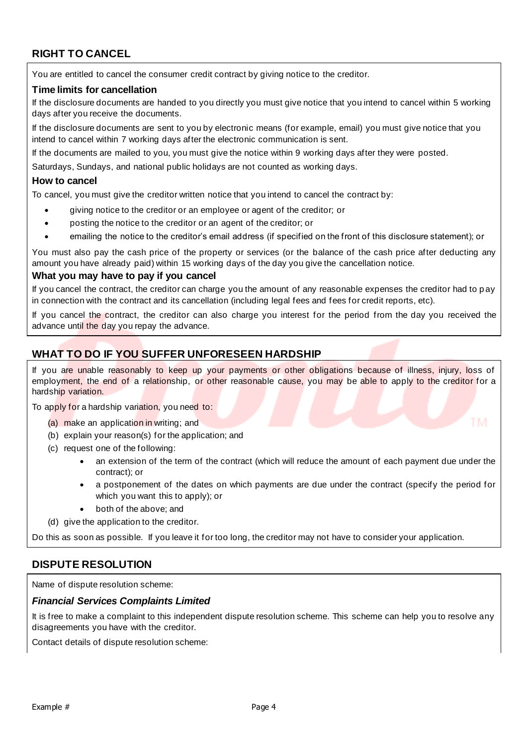## RIGHT TO CANCEL

You are entitled to cancel the consumer credit contract by giving notice to the creditor.

### Time limits for cancellation

If the disclosure documents are handed to you directly you must give notice that you intend to cancel within 5 working days after you receive the documents.

If the disclosure documents are sent to you by electronic means (for example, email) you must give notice that you intend to cancel within 7 working days after the electronic communication is sent.

If the documents are mailed to you, you must give the notice within 9 working days after they were posted.

Saturdays, Sundays, and national public holidays are not counted as working days.

### How to cancel

To cancel, you must give the creditor written notice that you intend to cancel the contract by:

- giving notice to the creditor or an employee or agent of the creditor; or
- posting the notice to the creditor or an agent of the creditor; or
- emailing the notice to the creditor's email address (if specified on the front of this disclosure statement); or

You must also pay the cash price of the property or services (or the balance of the cash price after deducting any amount you have already paid) within 15 working days of the day you give the cancellation notice.

### What you may have to pay if you cancel

If you cancel the contract, the creditor can charge you the amount of any reasonable expenses the creditor had to pay in connection with the contract and its cancellation (including legal fees and fees for credit reports, etc).

If you cancel the contract, the creditor can also charge you interest for the period from the day you received the advance until the day you repay the advance.

## WHAT TO DO IF YOU SUFFER UNFORESEEN HARDSHIP

If you are unable reasonably to keep up your payments or other obligations because of illness, injury, loss of employment, the end of a relationship, or other reasonable cause, you may be able to apply to the creditor for a hardship variation.

To apply for a hardship variation, you need to:

(a) make an application in writing; and
(b) explain your reason(s) for the application; and
(c) request one of the following:
   - an extension of the term of the contract (which will reduce the amount of each payment due under the contract); or
   - a postponement of the dates on which payments are due under the contract (specify the period for which you want this to apply); or
   - both of the above; and
(d) give the application to the creditor.

Do this as soon as possible. If you leave it for too long, the creditor may not have to consider your application.

## DISPUTE RESOLUTION

Name of dispute resolution scheme:

***Financial Services Complaints Limited***

It is free to make a complaint to this independent dispute resolution scheme. This scheme can help you to resolve any disagreements you have with the creditor.

Contact details of dispute resolution scheme:

Example #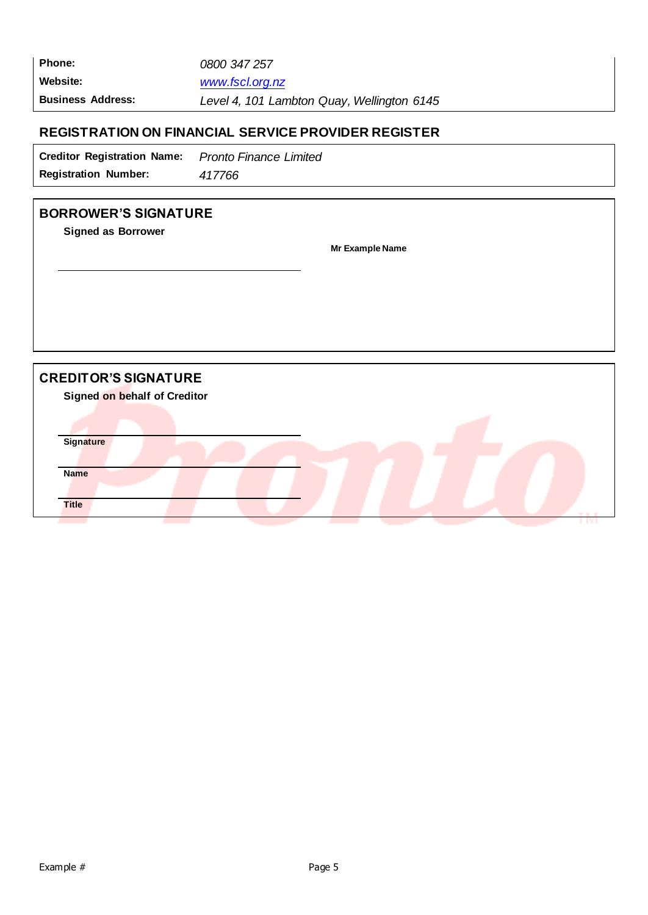| | |
|---|---|
| **Phone:** | *0800 347 257* |
| **Website:** | *www.fscl.org.nz* |
| **Business Address:** | *Level 4, 101 Lambton Quay, Wellington 6145* |

## REGISTRATION ON FINANCIAL SERVICE PROVIDER REGISTER

| | |
|---|---|
| **Creditor Registration Name:** | *Pronto Finance Limited* |
| **Registration Number:** | *417766* |

## BORROWER'S SIGNATURE

**Signed as Borrower**

**Mr Example Name**

______________________________

## CREDITOR'S SIGNATURE

**Signed on behalf of Creditor**

______________________________
**Signature**

______________________________
**Name**

______________________________
**Title**

Example #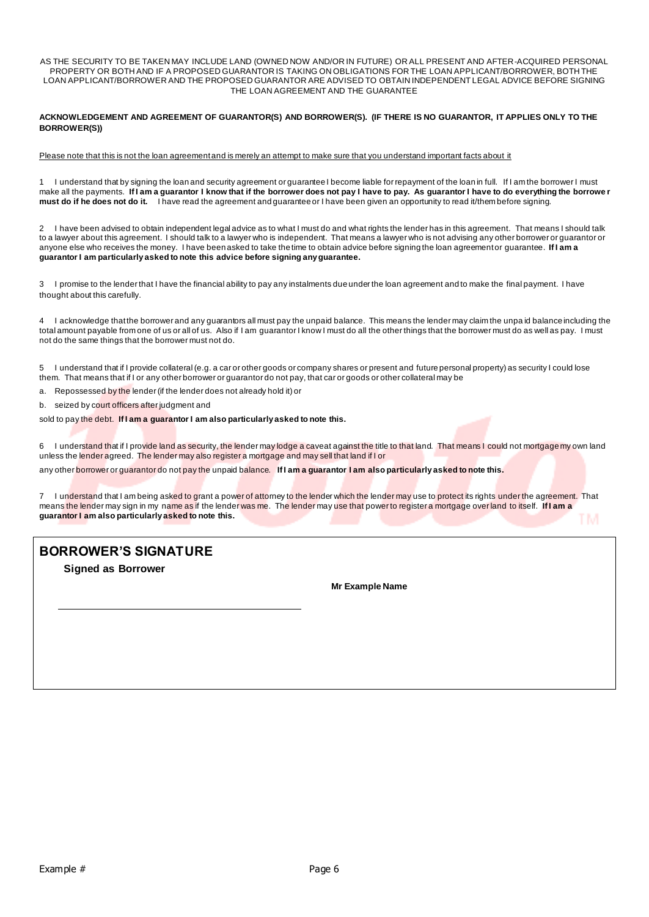AS THE SECURITY TO BE TAKEN MAY INCLUDE LAND (OWNED NOW AND/OR IN FUTURE) OR ALL PRESENT AND AFTER-ACQUIRED PERSONAL PROPERTY OR BOTH AND IF A PROPOSED GUARANTOR IS TAKING ON OBLIGATIONS FOR THE LOAN APPLICANT/BORROWER, BOTH THE LOAN APPLICANT/BORROWER AND THE PROPOSED GUARANTOR ARE ADVISED TO OBTAIN INDEPENDENT LEGAL ADVICE BEFORE SIGNING THE LOAN AGREEMENT AND THE GUARANTEE

**ACKNOWLEDGEMENT AND AGREEMENT OF GUARANTOR(S) AND BORROWER(S). (IF THERE IS NO GUARANTOR, IT APPLIES ONLY TO THE BORROWER(S))**

<u>Please note that this is not the loan agreement and is merely an attempt to make sure that you understand important facts about it</u>

1 I understand that by signing the loan and security agreement or guarantee I become liable for repayment of the loan in full. If I am the borrower I must make all the payments. **If I am a guarantor I know that if the borrower does not pay I have to pay. As guarantor I have to do everything the borrower must do if he does not do it.** I have read the agreement and guarantee or I have been given an opportunity to read it/them before signing.

2 I have been advised to obtain independent legal advice as to what I must do and what rights the lender has in this agreement. That means I should talk to a lawyer about this agreement. I should talk to a lawyer who is independent. That means a lawyer who is not advising any other borrower or guarantor or anyone else who receives the money. I have been asked to take the time to obtain advice before signing the loan agreement or guarantee. **If I am a guarantor I am particularly asked to note this advice before signing any guarantee.**

3 I promise to the lender that I have the financial ability to pay any instalments due under the loan agreement and to make the final payment. I have thought about this carefully.

4 I acknowledge that the borrower and any guarantors all must pay the unpaid balance. This means the lender may claim the unpaid balance including the total amount payable from one of us or all of us. Also if I am guarantor I know I must do all the other things that the borrower must do as well as pay. I must not do the same things that the borrower must not do.

5 I understand that if I provide collateral (e.g. a car or other goods or company shares or present and future personal property) as security I could lose them. That means that if I or any other borrower or guarantor do not pay, that car or goods or other collateral may be

a. Repossessed by the lender (if the lender does not already hold it) or

b. seized by court officers after judgment and

sold to pay the debt. **If I am a guarantor I am also particularly asked to note this.**

6 I understand that if I provide land as security, the lender may lodge a caveat against the title to that land. That means I could not mortgage my own land unless the lender agreed. The lender may also register a mortgage and may sell that land if I or any other borrower or guarantor do not pay the unpaid balance. **If I am a guarantor I am also particularly asked to note this.**

7 I understand that I am being asked to grant a power of attorney to the lender which the lender may use to protect its rights under the agreement. That means the lender may sign in my name as if the lender was me. The lender may use that power to register a mortgage over land to itself. **If I am a guarantor I am also particularly asked to note this.**

## BORROWER'S SIGNATURE

**Signed as Borrower**

**Mr Example Name**

\_\_\_\_\_\_\_\_\_\_\_\_\_\_\_\_\_\_\_\_\_\_\_\_\_\_\_\_\_\_\_\_\_\_\_\_\_\_\_\_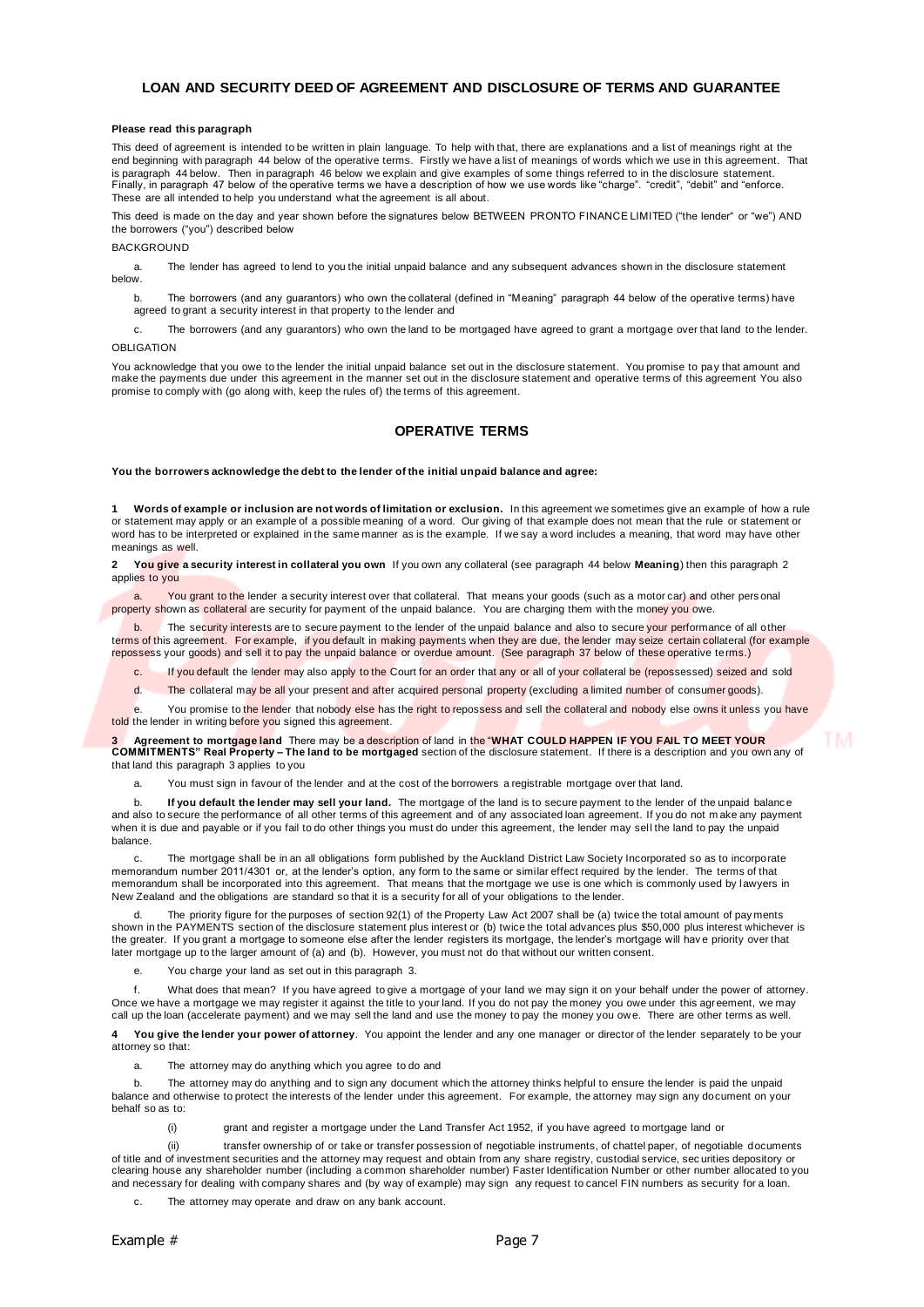## LOAN AND SECURITY DEED OF AGREEMENT AND DISCLOSURE OF TERMS AND GUARANTEE

**Please read this paragraph**

This deed of agreement is intended to be written in plain language. To help with that, there are explanations and a list of meanings right at the end beginning with paragraph 44 below of the operative terms. Firstly we have a list of meanings of words which we use in this agreement. That is paragraph 44 below. Then in paragraph 46 below we explain and give examples of some things referred to in the disclosure statement. Finally, in paragraph 47 below of the operative terms we have a description of how we use words like "charge". "credit", "debit" and "enforce. These are all intended to help you understand what the agreement is all about.

This deed is made on the day and year shown before the signatures below BETWEEN PRONTO FINANCE LIMITED ("the lender" or "we") AND the borrowers ("you") described below

BACKGROUND

a. The lender has agreed to lend to you the initial unpaid balance and any subsequent advances shown in the disclosure statement below.

b. The borrowers (and any guarantors) who own the collateral (defined in "Meaning" paragraph 44 below of the operative terms) have agreed to grant a security interest in that property to the lender and

c. The borrowers (and any guarantors) who own the land to be mortgaged have agreed to grant a mortgage over that land to the lender.

OBLIGATION

You acknowledge that you owe to the lender the initial unpaid balance set out in the disclosure statement. You promise to pay that amount and make the payments due under this agreement in the manner set out in the disclosure statement and operative terms of this agreement You also promise to comply with (go along with, keep the rules of) the terms of this agreement.

## OPERATIVE TERMS

**You the borrowers acknowledge the debt to the lender of the initial unpaid balance and agree:**

**1 Words of example or inclusion are not words of limitation or exclusion.** In this agreement we sometimes give an example of how a rule or statement may apply or an example of a possible meaning of a word. Our giving of that example does not mean that the rule or statement or word has to be interpreted or explained in the same manner as is the example. If we say a word includes a meaning, that word may have other meanings as well.

**2 You give a security interest in collateral you own** If you own any collateral (see paragraph 44 below **Meaning**) then this paragraph 2 applies to you

a. You grant to the lender a security interest over that collateral. That means your goods (such as a motor car) and other personal property shown as collateral are security for payment of the unpaid balance. You are charging them with the money you owe.

b. The security interests are to secure payment to the lender of the unpaid balance and also to secure your performance of all other terms of this agreement. For example, if you default in making payments when they are due, the lender may seize certain collateral (for example repossess your goods) and sell it to pay the unpaid balance or overdue amount. (See paragraph 37 below of these operative terms.)

c. If you default the lender may also apply to the Court for an order that any or all of your collateral be (repossessed) seized and sold

d. The collateral may be all your present and after acquired personal property (excluding a limited number of consumer goods).

e. You promise to the lender that nobody else has the right to repossess and sell the collateral and nobody else owns it unless you have told the lender in writing before you signed this agreement.

**3 Agreement to mortgage land** There may be a description of land in the "**WHAT COULD HAPPEN IF YOU FAIL TO MEET YOUR COMMITMENTS" Real Property – The land to be mortgaged** section of the disclosure statement. If there is a description and you own any of that land this paragraph 3 applies to you

a. You must sign in favour of the lender and at the cost of the borrowers a registrable mortgage over that land.

b. **If you default the lender may sell your land.** The mortgage of the land is to secure payment to the lender of the unpaid balance and also to secure the performance of all other terms of this agreement and of any associated loan agreement. If you do not make any payment when it is due and payable or if you fail to do other things you must do under this agreement, the lender may sell the land to pay the unpaid balance.

c. The mortgage shall be in an all obligations form published by the Auckland District Law Society Incorporated so as to incorporate memorandum number 2011/4301 or, at the lender's option, any form to the same or similar effect required by the lender. The terms of that memorandum shall be incorporated into this agreement. That means that the mortgage we use is one which is commonly used by lawyers in New Zealand and the obligations are standard so that it is a security for all of your obligations to the lender.

d. The priority figure for the purposes of section 92(1) of the Property Law Act 2007 shall be (a) twice the total amount of payments shown in the PAYMENTS section of the disclosure statement plus interest or (b) twice the total advances plus $50,000 plus interest whichever is the greater. If you grant a mortgage to someone else after the lender registers its mortgage, the lender's mortgage will have priority over that later mortgage up to the larger amount of (a) and (b). However, you must not do that without our written consent.

e. You charge your land as set out in this paragraph 3.

f. What does that mean? If you have agreed to give a mortgage of your land we may sign it on your behalf under the power of attorney. Once we have a mortgage we may register it against the title to your land. If you do not pay the money you owe under this agreement, we may call up the loan (accelerate payment) and we may sell the land and use the money to pay the money you owe. There are other terms as well.

**4 You give the lender your power of attorney**. You appoint the lender and any one manager or director of the lender separately to be your attorney so that:

a. The attorney may do anything which you agree to do and

b. The attorney may do anything and to sign any document which the attorney thinks helpful to ensure the lender is paid the unpaid balance and otherwise to protect the interests of the lender under this agreement. For example, the attorney may sign any document on your behalf so as to:

(i) grant and register a mortgage under the Land Transfer Act 1952, if you have agreed to mortgage land or

(ii) transfer ownership of or take or transfer possession of negotiable instruments, of chattel paper, of negotiable documents of title and of investment securities and the attorney may request and obtain from any share registry, custodial service, securities depository or clearing house any shareholder number (including a common shareholder number) Faster Identification Number or other number allocated to you and necessary for dealing with company shares and (by way of example) may sign any request to cancel FIN numbers as security for a loan.

c. The attorney may operate and draw on any bank account.

Example #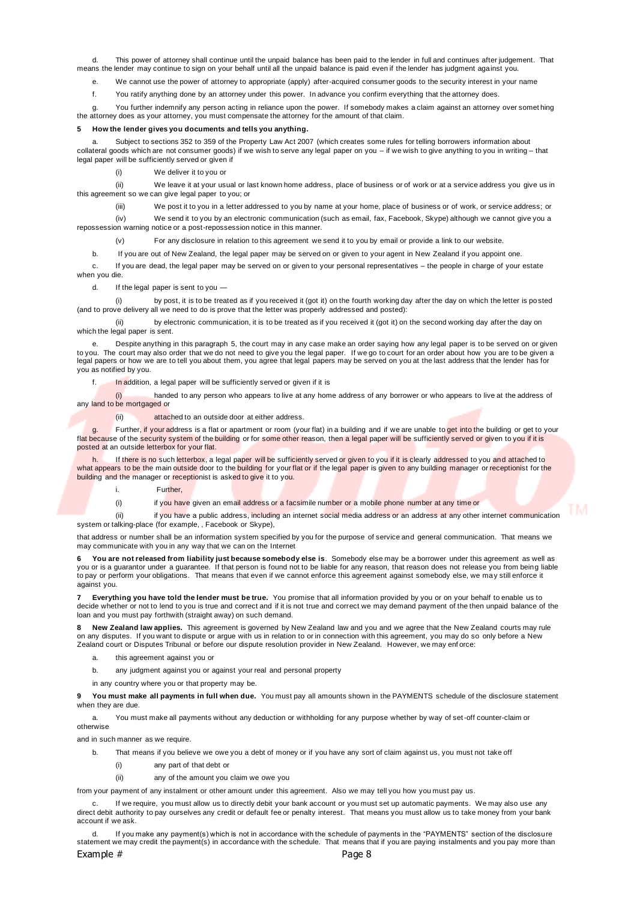d. This power of attorney shall continue until the unpaid balance has been paid to the lender in full and continues after judgement. That means the lender may continue to sign on your behalf until all the unpaid balance is paid even if the lender has judgment against you.

e. We cannot use the power of attorney to appropriate (apply) after-acquired consumer goods to the security interest in your name

f. You ratify anything done by an attorney under this power. In advance you confirm everything that the attorney does.

g. You further indemnify any person acting in reliance upon the power. If somebody makes a claim against an attorney over something the attorney does as your attorney, you must compensate the attorney for the amount of that claim.

**5 How the lender gives you documents and tells you anything.**

a. Subject to sections 352 to 359 of the Property Law Act 2007 (which creates some rules for telling borrowers information about collateral goods which are not consumer goods) if we wish to serve any legal paper on you – if we wish to give anything to you in writing – that legal paper will be sufficiently served or given if

(i) We deliver it to you or

(ii) We leave it at your usual or last known home address, place of business or of work or at a service address you give us in this agreement so we can give legal paper to you; or

(iii) We post it to you in a letter addressed to you by name at your home, place of business or of work, or service address; or

(iv) We send it to you by an electronic communication (such as email, fax, Facebook, Skype) although we cannot give you a repossession warning notice or a post-repossession notice in this manner.

(v) For any disclosure in relation to this agreement we send it to you by email or provide a link to our website.

b. If you are out of New Zealand, the legal paper may be served on or given to your agent in New Zealand if you appoint one.

c. If you are dead, the legal paper may be served on or given to your personal representatives – the people in charge of your estate when you die.

d. If the legal paper is sent to you —

(i) by post, it is to be treated as if you received it (got it) on the fourth working day after the day on which the letter is posted (and to prove delivery all we need to do is prove that the letter was properly addressed and posted):

(ii) by electronic communication, it is to be treated as if you received it (got it) on the second working day after the day on which the legal paper is sent.

e. Despite anything in this paragraph 5, the court may in any case make an order saying how any legal paper is to be served on or given to you. The court may also order that we do not need to give you the legal paper. If we go to court for an order about how you are to be given a legal papers or how we are to tell you about them, you agree that legal papers may be served on you at the last address that the lender has for you as notified by you.

f. In addition, a legal paper will be sufficiently served or given if it is

(i) handed to any person who appears to live at any home address of any borrower or who appears to live at the address of any land to be mortgaged or

(ii) attached to an outside door at either address.

g. Further, if your address is a flat or apartment or room (your flat) in a building and if we are unable to get into the building or get to your flat because of the security system of the building or for some other reason, then a legal paper will be sufficiently served or given to you if it is posted at an outside letterbox for your flat.

h. If there is no such letterbox, a legal paper will be sufficiently served or given to you if it is clearly addressed to you and attached to what appears to be the main outside door to the building for your flat or if the legal paper is given to any building manager or receptionist for the building and the manager or receptionist is asked to give it to you.

i. Further,

(i) if you have given an email address or a facsimile number or a mobile phone number at any time or

(ii) if you have a public address, including an internet social media address or an address at any other internet communication system or talking-place (for example, , Facebook or Skype),

that address or number shall be an information system specified by you for the purpose of service and general communication. That means we may communicate with you in any way that we can on the Internet

**6 You are not released from liability just because somebody else is**. Somebody else may be a borrower under this agreement as well as you or is a guarantor under a guarantee. If that person is found not to be liable for any reason, that reason does not release you from being liable to pay or perform your obligations. That means that even if we cannot enforce this agreement against somebody else, we may still enforce it against you.

**7 Everything you have told the lender must be true.** You promise that all information provided by you or on your behalf to enable us to decide whether or not to lend to you is true and correct and if it is not true and correct we may demand payment of the then unpaid balance of the loan and you must pay forthwith (straight away) on such demand.

**8 New Zealand law applies.** This agreement is governed by New Zealand law and you and we agree that the New Zealand courts may rule on any disputes. If you want to dispute or argue with us in relation to or in connection with this agreement, you may do so only before a New Zealand court or Disputes Tribunal or before our dispute resolution provider in New Zealand. However, we may enforce:

a. this agreement against you or

b. any judgment against you or against your real and personal property

in any country where you or that property may be.

**9 You must make all payments in full when due.** You must pay all amounts shown in the PAYMENTS schedule of the disclosure statement when they are due.

a. You must make all payments without any deduction or withholding for any purpose whether by way of set-off counter-claim or otherwise

and in such manner as we require.

b. That means if you believe we owe you a debt of money or if you have any sort of claim against us, you must not take off

(i) any part of that debt or

(ii) any of the amount you claim we owe you

from your payment of any instalment or other amount under this agreement. Also we may tell you how you must pay us.

c. If we require, you must allow us to directly debit your bank account or you must set up automatic payments. We may also use any direct debit authority to pay ourselves any credit or default fee or penalty interest. That means you must allow us to take money from your bank account if we ask.

d. If you make any payment(s) which is not in accordance with the schedule of payments in the "PAYMENTS" section of the disclosure statement we may credit the payment(s) in accordance with the schedule. That means that if you are paying instalments and you pay more than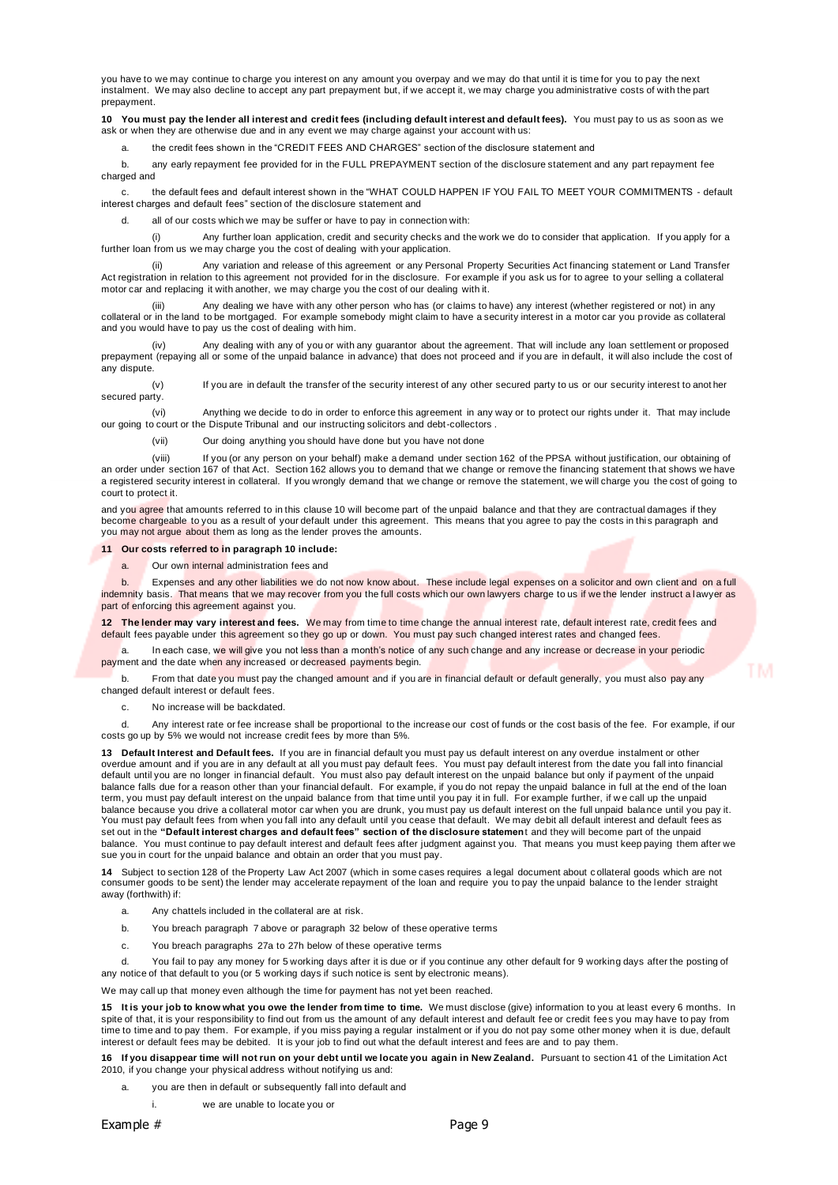you have to we may continue to charge you interest on any amount you overpay and we may do that until it is time for you to pay the next instalment. We may also decline to accept any part prepayment but, if we accept it, we may charge you administrative costs of with the part prepayment.

**10 You must pay the lender all interest and credit fees (including default interest and default fees).** You must pay to us as soon as we ask or when they are otherwise due and in any event we may charge against your account with us:

a. the credit fees shown in the "CREDIT FEES AND CHARGES" section of the disclosure statement and

b. any early repayment fee provided for in the FULL PREPAYMENT section of the disclosure statement and any part repayment fee charged and

c. the default fees and default interest shown in the "WHAT COULD HAPPEN IF YOU FAIL TO MEET YOUR COMMITMENTS - default interest charges and default fees" section of the disclosure statement and

d. all of our costs which we may be suffer or have to pay in connection with:

(i) Any further loan application, credit and security checks and the work we do to consider that application. If you apply for a further loan from us we may charge you the cost of dealing with your application.

(ii) Any variation and release of this agreement or any Personal Property Securities Act financing statement or Land Transfer Act registration in relation to this agreement not provided for in the disclosure. For example if you ask us for to agree to your selling a collateral motor car and replacing it with another, we may charge you the cost of our dealing with it.

(iii) Any dealing we have with any other person who has (or claims to have) any interest (whether registered or not) in any collateral or in the land to be mortgaged. For example somebody might claim to have a security interest in a motor car you provide as collateral and you would have to pay us the cost of dealing with him.

(iv) Any dealing with any of you or with any guarantor about the agreement. That will include any loan settlement or proposed prepayment (repaying all or some of the unpaid balance in advance) that does not proceed and if you are in default, it will also include the cost of any dispute.

(v) If you are in default the transfer of the security interest of any other secured party to us or our security interest to another secured party.

(vi) Anything we decide to do in order to enforce this agreement in any way or to protect our rights under it. That may include our going to court or the Dispute Tribunal and our instructing solicitors and debt-collectors .

(vii) Our doing anything you should have done but you have not done

(viii) If you (or any person on your behalf) make a demand under section 162 of the PPSA without justification, our obtaining of an order under section 167 of that Act. Section 162 allows you to demand that we change or remove the financing statement that shows we have a registered security interest in collateral. If you wrongly demand that we change or remove the statement, we will charge you the cost of going to court to protect it.

and you agree that amounts referred to in this clause 10 will become part of the unpaid balance and that they are contractual damages if they become chargeable to you as a result of your default under this agreement. This means that you agree to pay the costs in this paragraph and you may not argue about them as long as the lender proves the amounts.

**11 Our costs referred to in paragraph 10 include:**

a. Our own internal administration fees and

b. Expenses and any other liabilities we do not now know about. These include legal expenses on a solicitor and own client and on a full indemnity basis. That means that we may recover from you the full costs which our own lawyers charge to us if we the lender instruct a lawyer as part of enforcing this agreement against you.

**12 The lender may vary interest and fees.** We may from time to time change the annual interest rate, default interest rate, credit fees and default fees payable under this agreement so they go up or down. You must pay such changed interest rates and changed fees.

a. In each case, we will give you not less than a month's notice of any such change and any increase or decrease in your periodic payment and the date when any increased or decreased payments begin.

b. From that date you must pay the changed amount and if you are in financial default or default generally, you must also pay any changed default interest or default fees.

c. No increase will be backdated.

d. Any interest rate or fee increase shall be proportional to the increase our cost of funds or the cost basis of the fee. For example, if our costs go up by 5% we would not increase credit fees by more than 5%.

**13 Default Interest and Default fees.** If you are in financial default you must pay us default interest on any overdue instalment or other overdue amount and if you are in any default at all you must pay default fees. You must pay default interest from the date you fall into financial default until you are no longer in financial default. You must also pay default interest on the unpaid balance but only if payment of the unpaid balance falls due for a reason other than your financial default. For example, if you do not repay the unpaid balance in full at the end of the loan term, you must pay default interest on the unpaid balance from that time until you pay it in full. For example further, if we call up the unpaid balance because you drive a collateral motor car when you are drunk, you must pay us default interest on the full unpaid balance until you pay it. You must pay default fees from when you fall into any default until you cease that default. We may debit all default interest and default fees as set out in the **"Default interest charges and default fees" section of the disclosure statemen**t and they will become part of the unpaid balance. You must continue to pay default interest and default fees after judgment against you. That means you must keep paying them after we sue you in court for the unpaid balance and obtain an order that you must pay.

**14** Subject to section 128 of the Property Law Act 2007 (which in some cases requires a legal document about collateral goods which are not consumer goods to be sent) the lender may accelerate repayment of the loan and require you to pay the unpaid balance to the lender straight away (forthwith) if:

a. Any chattels included in the collateral are at risk.

b. You breach paragraph 7 above or paragraph 32 below of these operative terms

c. You breach paragraphs 27a to 27h below of these operative terms

d. You fail to pay any money for 5 working days after it is due or if you continue any other default for 9 working days after the posting of any notice of that default to you (or 5 working days if such notice is sent by electronic means).

We may call up that money even although the time for payment has not yet been reached.

**15 It is your job to know what you owe the lender from time to time.** We must disclose (give) information to you at least every 6 months. In spite of that, it is your responsibility to find out from us the amount of any default interest and default fee or credit fees you may have to pay from time to time and to pay them. For example, if you miss paying a regular instalment or if you do not pay some other money when it is due, default interest or default fees may be debited. It is your job to find out what the default interest and fees are and to pay them.

**16 If you disappear time will not run on your debt until we locate you again in New Zealand.** Pursuant to section 41 of the Limitation Act 2010, if you change your physical address without notifying us and:

a. you are then in default or subsequently fall into default and

i. we are unable to locate you or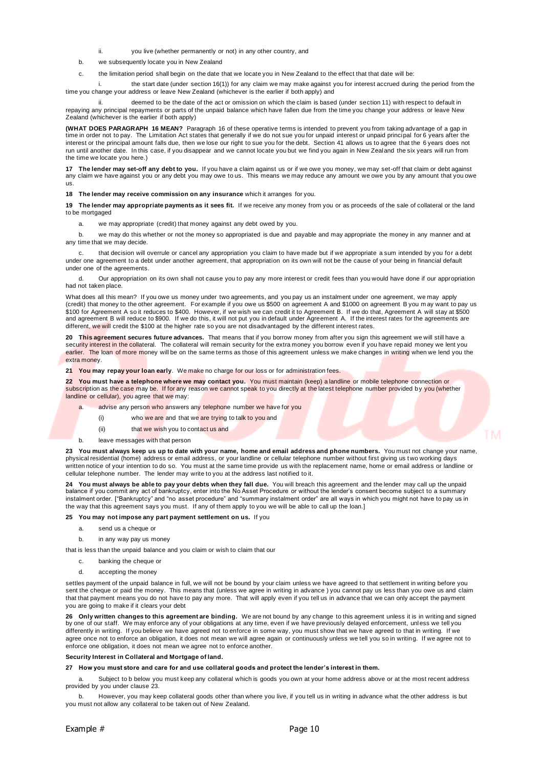ii. you live (whether permanently or not) in any other country, and

b. we subsequently locate you in New Zealand

c. the limitation period shall begin on the date that we locate you in New Zealand to the effect that that date will be:

i. the start date (under section 16(1)) for any claim we may make against you for interest accrued during the period from the time you change your address or leave New Zealand (whichever is the earlier if both apply) and

ii. deemed to be the date of the act or omission on which the claim is based (under section 11) with respect to default in repaying any principal repayments or parts of the unpaid balance which have fallen due from the time you change your address or leave New Zealand (whichever is the earlier if both apply)

**(WHAT DOES PARAGRAPH 16 MEAN?** Paragraph 16 of these operative terms is intended to prevent you from taking advantage of a gap in time in order not to pay. The Limitation Act states that generally if we do not sue you for unpaid interest or unpaid principal for 6 years after the interest or the principal amount falls due, then we lose our right to sue you for the debt. Section 41 allows us to agree that the 6 years does not run until another date. In this case, if you disappear and we cannot locate you but we find you again in New Zealand the six years will run from the time we locate you here.)

**17 The lender may set-off any debt to you.** If you have a claim against us or if we owe you money, we may set-off that claim or debt against any claim we have against you or any debt you may owe to us. This means we may reduce any amount we owe you by any amount that you owe us.

**18 The lender may receive commission on any insurance** which it arranges for you.

**19 The lender may appropriate payments as it sees fit.** If we receive any money from you or as proceeds of the sale of collateral or the land to be mortgaged

a. we may appropriate (credit) that money against any debt owed by you.

b. we may do this whether or not the money so appropriated is due and payable and may appropriate the money in any manner and at any time that we may decide.

c. that decision will overrule or cancel any appropriation you claim to have made but if we appropriate a sum intended by you for a debt under one agreement to a debt under another agreement, that appropriation on its own will not be the cause of your being in financial default under one of the agreements.

d. Our appropriation on its own shall not cause you to pay any more interest or credit fees than you would have done if our appropriation had not taken place.

What does all this mean? If you owe us money under two agreements, and you pay us an instalment under one agreement, we may apply (credit) that money to the other agreement. For example if you owe us $500 on agreement A and $1000 on agreement B you may want to pay us $100 for Agreement A so it reduces to $400. However, if we wish we can credit it to Agreement B. If we do that, Agreement A will stay at $500 and agreement B will reduce to $900. If we do this, it will not put you in default under Agreement A. If the interest rates for the agreements are different, we will credit the $100 at the higher rate so you are not disadvantaged by the different interest rates.

**20 This agreement secures future advances.** That means that if you borrow money from after you sign this agreement we will still have a security interest in the collateral. The collateral will remain security for the extra money you borrow even if you have repaid money we lent you earlier. The loan of more money will be on the same terms as those of this agreement unless we make changes in writing when we lend you the extra money.

**21 You may repay your loan early**. We make no charge for our loss or for administration fees.

**22 You must have a telephone where we may contact you.** You must maintain (keep) a landline or mobile telephone connection or subscription as the case may be. If for any reason we cannot speak to you directly at the latest telephone number provided by you (whether landline or cellular), you agree that we may:

a. advise any person who answers any telephone number we have for you

(i) who we are and that we are trying to talk to you and

(ii) that we wish you to contact us and

b. leave messages with that person

**23 You must always keep us up to date with your name, home and email address and phone numbers.** You must not change your name, physical residential (home) address or email address, or your landline or cellular telephone number without first giving us two working days written notice of your intention to do so. You must at the same time provide us with the replacement name, home or email address or landline or cellular telephone number. The lender may write to you at the address last notified to it.

**24 You must always be able to pay your debts when they fall due.** You will breach this agreement and the lender may call up the unpaid balance if you commit any act of bankruptcy, enter into the No Asset Procedure or without the lender's consent become subject to a summary instalment order. ["Bankruptcy" and "no asset procedure" and "summary instalment order" are all ways in which you might not have to pay us in the way that this agreement says you must. If any of them apply to you we will be able to call up the loan.]

**25 You may not impose any part payment settlement on us.** If you

a. send us a cheque or

b. in any way pay us money

that is less than the unpaid balance and you claim or wish to claim that our

c. banking the cheque or

d. accepting the money

settles payment of the unpaid balance in full, we will not be bound by your claim unless we have agreed to that settlement in writing before you sent the cheque or paid the money. This means that (unless we agree in writing in advance ) you cannot pay us less than you owe us and claim that that payment means you do not have to pay any more. That will apply even if you tell us in advance that we can only accept the payment you are going to make if it clears your debt

**26 Only written changes to this agreement are binding.** We are not bound by any change to this agreement unless it is in writing and signed by one of our staff. We may enforce any of your obligations at any time, even if we have previously delayed enforcement, unless we tell you differently in writing. If you believe we have agreed not to enforce in some way, you must show that we have agreed to that in writing. If we agree once not to enforce an obligation, it does not mean we will agree again or continuously unless we tell you so in writing. If we agree not to enforce one obligation, it does not mean we agree not to enforce another.

**Security Interest in Collateral and Mortgage of land.**

**27 How you must store and care for and use collateral goods and protect the lender's interest in them.**

a. Subject to b below you must keep any collateral which is goods you own at your home address above or at the most recent address provided by you under clause 23.

b. However, you may keep collateral goods other than where you live, if you tell us in writing in advance what the other address is but you must not allow any collateral to be taken out of New Zealand.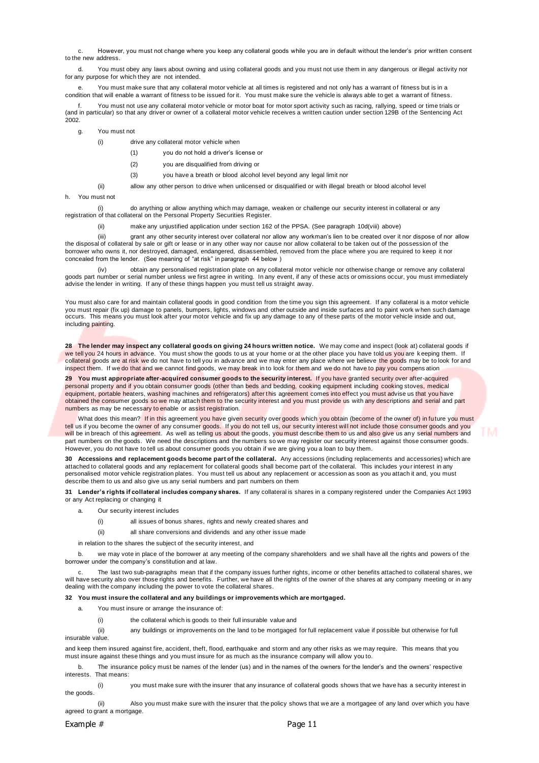c. However, you must not change where you keep any collateral goods while you are in default without the lender's prior written consent to the new address.

d. You must obey any laws about owning and using collateral goods and you must not use them in any dangerous or illegal activity nor for any purpose for which they are not intended.

e. You must make sure that any collateral motor vehicle at all times is registered and not only has a warrant of fitness but is in a condition that will enable a warrant of fitness to be issued for it. You must make sure the vehicle is always able to get a warrant of fitness.

f. You must not use any collateral motor vehicle or motor boat for motor sport activity such as racing, rallying, speed or time trials or (and in particular) so that any driver or owner of a collateral motor vehicle receives a written caution under section 129B of the Sentencing Act 2002.

g. You must not

(i) drive any collateral motor vehicle when

(1) you do not hold a driver's license or

(2) you are disqualified from driving or

(3) you have a breath or blood alcohol level beyond any legal limit nor

(ii) allow any other person to drive when unlicensed or disqualified or with illegal breath or blood alcohol level

h. You must not

(i) do anything or allow anything which may damage, weaken or challenge our security interest in collateral or any registration of that collateral on the Personal Property Securities Register.

(ii) make any unjustified application under section 162 of the PPSA. (See paragraph 10d(viii) above)

(iii) grant any other security interest over collateral nor allow any workman's lien to be created over it nor dispose of nor allow the disposal of collateral by sale or gift or lease or in any other way nor cause nor allow collateral to be taken out of the possession of the borrower who owns it, nor destroyed, damaged, endangered, disassembled, removed from the place where you are required to keep it nor concealed from the lender. (See meaning of "at risk" in paragraph 44 below )

(iv) obtain any personalised registration plate on any collateral motor vehicle nor otherwise change or remove any collateral goods part number or serial number unless we first agree in writing. In any event, if any of these acts or omissions occur, you must immediately advise the lender in writing. If any of these things happen you must tell us straight away.

You must also care for and maintain collateral goods in good condition from the time you sign this agreement. If any collateral is a motor vehicle you must repair (fix up) damage to panels, bumpers, lights, windows and other outside and inside surfaces and to paint work when such damage occurs. This means you must look after your motor vehicle and fix up any damage to any of these parts of the motor vehicle inside and out, including painting.

**28 The lender may inspect any collateral goods on giving 24 hours written notice.** We may come and inspect (look at) collateral goods if we tell you 24 hours in advance. You must show the goods to us at your home or at the other place you have told us you are keeping them. If collateral goods are at risk we do not have to tell you in advance and we may enter any place where we believe the goods may be to look for and inspect them. If we do that and we cannot find goods, we may break in to look for them and we do not have to pay you compensation

**29 You must appropriate after-acquired consumer goods to the security interest.** If you have granted security over after-acquired personal property and if you obtain consumer goods (other than beds and bedding, cooking equipment including cooking stoves, medical equipment, portable heaters, washing machines and refrigerators) after this agreement comes into effect you must advise us that you have obtained the consumer goods so we may attach them to the security interest and you must provide us with any descriptions and serial and part numbers as may be necessary to enable or assist registration.

What does this mean? If in this agreement you have given security over goods which you obtain (become of the owner of) in future you must tell us if you become the owner of any consumer goods. If you do not tell us, our security interest will not include those consumer goods and you will be in breach of this agreement. As well as telling us about the goods, you must describe them to us and also give us any serial numbers and part numbers on the goods. We need the descriptions and the numbers so we may register our security interest against those consumer goods. However, you do not have to tell us about consumer goods you obtain if we are giving you a loan to buy them.

**30 Accessions and replacement goods become part of the collateral.** Any accessions (including replacements and accessories) which are attached to collateral goods and any replacement for collateral goods shall become part of the collateral. This includes your interest in any personalised motor vehicle registration plates. You must tell us about any replacement or accession as soon as you attach it and, you must describe them to us and also give us any serial numbers and part numbers on them

**31 Lender's rights if collateral includes company shares.** If any collateral is shares in a company registered under the Companies Act 1993 or any Act replacing or changing it

a. Our security interest includes

(i) all issues of bonus shares, rights and newly created shares and

(ii) all share conversions and dividends and any other issue made

in relation to the shares the subject of the security interest, and

b. we may vote in place of the borrower at any meeting of the company shareholders and we shall have all the rights and powers of the borrower under the company's constitution and at law.

c. The last two sub-paragraphs mean that if the company issues further rights, income or other benefits attached to collateral shares, we will have security also over those rights and benefits. Further, we have all the rights of the owner of the shares at any company meeting or in any dealing with the company including the power to vote the collateral shares.

**32 You must insure the collateral and any buildings or improvements which are mortgaged.**

a. You must insure or arrange the insurance of:

(i) the collateral which is goods to their full insurable value and

(ii) any buildings or improvements on the land to be mortgaged for full replacement value if possible but otherwise for full insurable value.

and keep them insured against fire, accident, theft, flood, earthquake and storm and any other risks as we may require. This means that you must insure against these things and you must insure for as much as the insurance company will allow you to.

b. The insurance policy must be names of the lender (us) and in the names of the owners for the lender's and the owners' respective interests. That means:

(i) you must make sure with the insurer that any insurance of collateral goods shows that we have has a security interest in the goods.

(ii) Also you must make sure with the insurer that the policy shows that we are a mortgagee of any land over which you have agreed to grant a mortgage.

Example #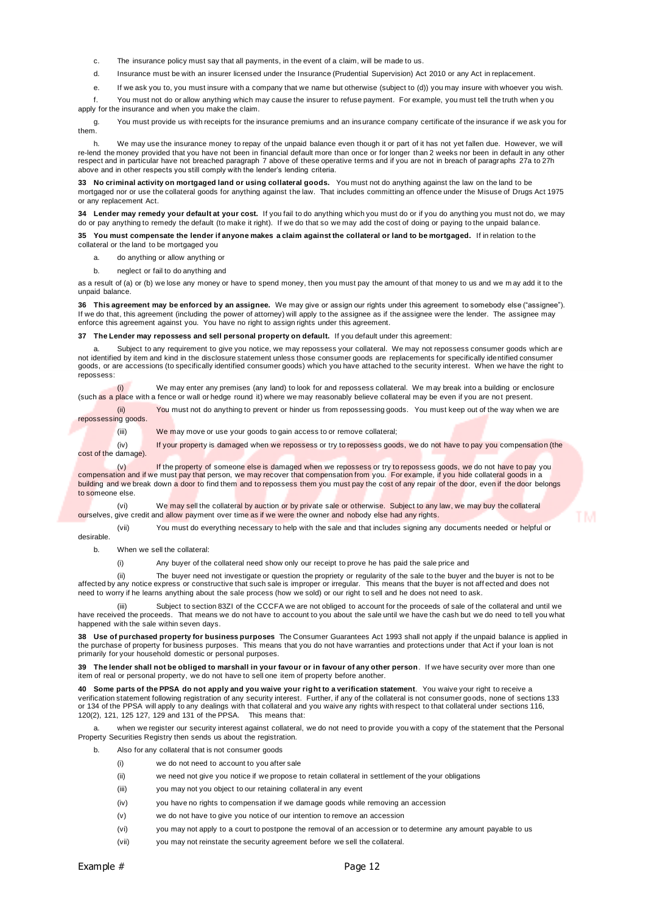c. The insurance policy must say that all payments, in the event of a claim, will be made to us.

d. Insurance must be with an insurer licensed under the Insurance (Prudential Supervision) Act 2010 or any Act in replacement.

e. If we ask you to, you must insure with a company that we name but otherwise (subject to (d)) you may insure with whoever you wish.

f. You must not do or allow anything which may cause the insurer to refuse payment. For example, you must tell the truth when you apply for the insurance and when you make the claim.

g. You must provide us with receipts for the insurance premiums and an insurance company certificate of the insurance if we ask you for them.

h. We may use the insurance money to repay of the unpaid balance even though it or part of it has not yet fallen due. However, we will re-lend the money provided that you have not been in financial default more than once or for longer than 2 weeks nor been in default in any other respect and in particular have not breached paragraph 7 above of these operative terms and if you are not in breach of paragraphs 27a to 27h above and in other respects you still comply with the lender's lending criteria.

**33 No criminal activity on mortgaged land or using collateral goods.** You must not do anything against the law on the land to be mortgaged nor or use the collateral goods for anything against the law. That includes committing an offence under the Misuse of Drugs Act 1975 or any replacement Act.

**34 Lender may remedy your default at your cost.** If you fail to do anything which you must do or if you do anything you must not do, we may do or pay anything to remedy the default (to make it right). If we do that so we may add the cost of doing or paying to the unpaid balance.

**35 You must compensate the lender if anyone makes a claim against the collateral or land to be mortgaged.** If in relation to the collateral or the land to be mortgaged you

a. do anything or allow anything or

b. neglect or fail to do anything and

as a result of (a) or (b) we lose any money or have to spend money, then you must pay the amount of that money to us and we may add it to the unpaid balance.

**36 This agreement may be enforced by an assignee.** We may give or assign our rights under this agreement to somebody else ("assignee"). If we do that, this agreement (including the power of attorney) will apply to the assignee as if the assignee were the lender. The assignee may enforce this agreement against you. You have no right to assign rights under this agreement.

**37 The Lender may repossess and sell personal property on default.** If you default under this agreement:

a. Subject to any requirement to give you notice, we may repossess your collateral. We may not repossess consumer goods which are not identified by item and kind in the disclosure statement unless those consumer goods are replacements for specifically identified consumer goods, or are accessions (to specifically identified consumer goods) which you have attached to the security interest. When we have the right to repossess:

(i) We may enter any premises (any land) to look for and repossess collateral. We may break into a building or enclosure (such as a place with a fence or wall or hedge round it) where we may reasonably believe collateral may be even if you are not present.

(ii) You must not do anything to prevent or hinder us from repossessing goods. You must keep out of the way when we are repossessing goods.

(iii) We may move or use your goods to gain access to or remove collateral;

(iv) If your property is damaged when we repossess or try to repossess goods, we do not have to pay you compensation (the cost of the damage).

(v) If the property of someone else is damaged when we repossess or try to repossess goods, we do not have to pay you compensation and if we must pay that person, we may recover that compensation from you. For example, if you hide collateral goods in a building and we break down a door to find them and to repossess them you must pay the cost of any repair of the door, even if the door belongs to someone else.

(vi) We may sell the collateral by auction or by private sale or otherwise. Subject to any law, we may buy the collateral ourselves, give credit and allow payment over time as if we were the owner and nobody else had any rights.

(vii) You must do everything necessary to help with the sale and that includes signing any documents needed or helpful or desirable.

b. When we sell the collateral:

(i) Any buyer of the collateral need show only our receipt to prove he has paid the sale price and

(ii) The buyer need not investigate or question the propriety or regularity of the sale to the buyer and the buyer is not to be affected by any notice express or constructive that such sale is improper or irregular. This means that the buyer is not affected and does not need to worry if he learns anything about the sale process (how we sold) or our right to sell and he does not need to ask.

(iii) Subject to section 83ZI of the CCCFA we are not obliged to account for the proceeds of sale of the collateral and until we have received the proceeds. That means we do not have to account to you about the sale until we have the cash but we do need to tell you what happened with the sale within seven days.

**38 Use of purchased property for business purposes** The Consumer Guarantees Act 1993 shall not apply if the unpaid balance is applied in the purchase of property for business purposes. This means that you do not have warranties and protections under that Act if your loan is not primarily for your household domestic or personal purposes.

**39 The lender shall not be obliged to marshall in your favour or in favour of any other person**. If we have security over more than one item of real or personal property, we do not have to sell one item of property before another.

**40 Some parts of the PPSA do not apply and you waive your right to a verification statement**. You waive your right to receive a verification statement following registration of any security interest. Further, if any of the collateral is not consumer goods, none of sections 133 or 134 of the PPSA will apply to any dealings with that collateral and you waive any rights with respect to that collateral under sections 116, 120(2), 121, 125 127, 129 and 131 of the PPSA. This means that:

a. when we register our security interest against collateral, we do not need to provide you with a copy of the statement that the Personal Property Securities Registry then sends us about the registration.

b. Also for any collateral that is not consumer goods

(i) we do not need to account to you after sale

(ii) we need not give you notice if we propose to retain collateral in settlement of the your obligations

(iii) you may not you object to our retaining collateral in any event

(iv) you have no rights to compensation if we damage goods while removing an accession

(v) we do not have to give you notice of our intention to remove an accession

(vi) you may not apply to a court to postpone the removal of an accession or to determine any amount payable to us

(vii) you may not reinstate the security agreement before we sell the collateral.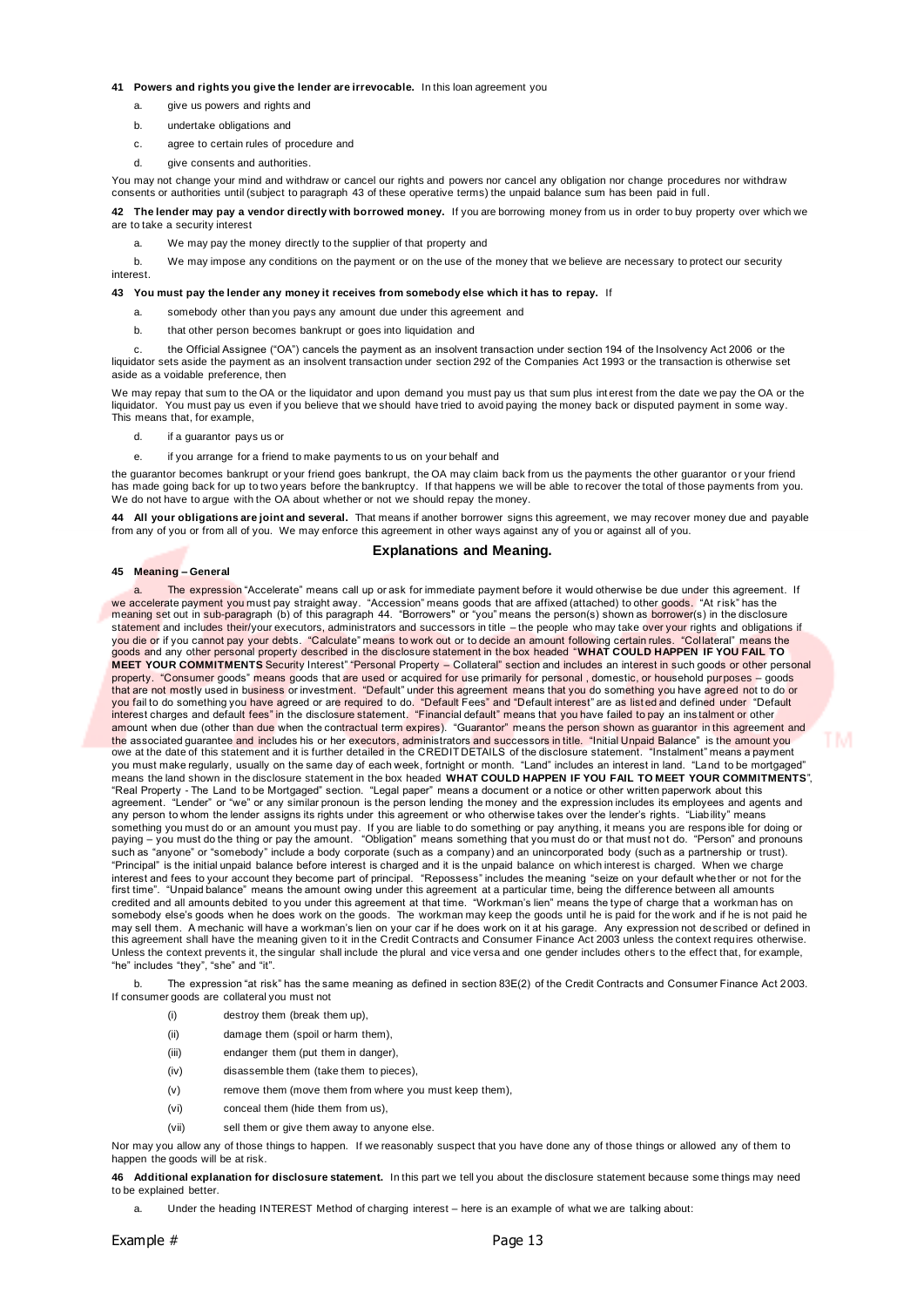**41 Powers and rights you give the lender are irrevocable.** In this loan agreement you

a. give us powers and rights and

b. undertake obligations and

c. agree to certain rules of procedure and

d. give consents and authorities.

You may not change your mind and withdraw or cancel our rights and powers nor cancel any obligation nor change procedures nor withdraw consents or authorities until (subject to paragraph 43 of these operative terms) the unpaid balance sum has been paid in full.

**42 The lender may pay a vendor directly with borrowed money.** If you are borrowing money from us in order to buy property over which we are to take a security interest

a. We may pay the money directly to the supplier of that property and

b. We may impose any conditions on the payment or on the use of the money that we believe are necessary to protect our security interest.

**43 You must pay the lender any money it receives from somebody else which it has to repay.** If

a. somebody other than you pays any amount due under this agreement and

b. that other person becomes bankrupt or goes into liquidation and

c. the Official Assignee ("OA") cancels the payment as an insolvent transaction under section 194 of the Insolvency Act 2006 or the liquidator sets aside the payment as an insolvent transaction under section 292 of the Companies Act 1993 or the transaction is otherwise set aside as a voidable preference, then

We may repay that sum to the OA or the liquidator and upon demand you must pay us that sum plus interest from the date we pay the OA or the liquidator. You must pay us even if you believe that we should have tried to avoid paying the money back or disputed payment in some way. This means that, for example,

d. if a guarantor pays us or

e. if you arrange for a friend to make payments to us on your behalf and

the guarantor becomes bankrupt or your friend goes bankrupt, the OA may claim back from us the payments the other guarantor or your friend has made going back for up to two years before the bankruptcy. If that happens we will be able to recover the total of those payments from you. We do not have to argue with the OA about whether or not we should repay the money.

**44 All your obligations are joint and several.** That means if another borrower signs this agreement, we may recover money due and payable from any of you or from all of you. We may enforce this agreement in other ways against any of you or against all of you.

## Explanations and Meaning.

**45 Meaning – General**

a. The expression "Accelerate" means call up or ask for immediate payment before it would otherwise be due under this agreement. If we accelerate payment you must pay straight away. "Accession" means goods that are affixed (attached) to other goods. "At risk" has the meaning set out in sub-paragraph (b) of this paragraph 44. "Borrowers" or "you" means the person(s) shown as borrower(s) in the disclosure statement and includes their/your executors, administrators and successors in title – the people who may take over your rights and obligations if you die or if you cannot pay your debts. "Calculate" means to work out or to decide an amount following certain rules. "Collateral" means the goods and any other personal property described in the disclosure statement in the box headed "**WHAT COULD HAPPEN IF YOU FAIL TO MEET YOUR COMMITMENTS** Security Interest" "Personal Property – Collateral" section and includes an interest in such goods or other personal property. "Consumer goods" means goods that are used or acquired for use primarily for personal , domestic, or household purposes – goods that are not mostly used in business or investment. "Default" under this agreement means that you do something you have agreed not to do or you fail to do something you have agreed or are required to do. "Default Fees" and "Default interest" are as listed and defined under "Default interest charges and default fees" in the disclosure statement. "Financial default" means that you have failed to pay an instalment or other amount when due (other than due when the contractual term expires). "Guarantor" means the person shown as guarantor in this agreement and the associated guarantee and includes his or her executors, administrators and successors in title. "Initial Unpaid Balance" is the amount you owe at the date of this statement and it is further detailed in the CREDIT DETAILS of the disclosure statement. "Instalment" means a payment you must make regularly, usually on the same day of each week, fortnight or month. "Land" includes an interest in land. "Land to be mortgaged" means the land shown in the disclosure statement in the box headed **WHAT COULD HAPPEN IF YOU FAIL TO MEET YOUR COMMITMENTS**", "Real Property - The Land to be Mortgaged" section. "Legal paper" means a document or a notice or other written paperwork about this agreement. "Lender" or "we" or any similar pronoun is the person lending the money and the expression includes its employees and agents and any person to whom the lender assigns its rights under this agreement or who otherwise takes over the lender's rights. "Liability" means something you must do or an amount you must pay. If you are liable to do something or pay anything, it means you are responsible for doing or paying – you must do the thing or pay the amount. "Obligation" means something that you must do or that must not do. "Person" and pronouns such as "anyone" or "somebody" include a body corporate (such as a company) and an unincorporated body (such as a partnership or trust). "Principal" is the initial unpaid balance before interest is charged and it is the unpaid balance on which interest is charged. When we charge interest and fees to your account they become part of principal. "Repossess" includes the meaning "seize on your default whether or not for the first time". "Unpaid balance" means the amount owing under this agreement at a particular time, being the difference between all amounts credited and all amounts debited to you under this agreement at that time. "Workman's lien" means the type of charge that a workman has on somebody else's goods when he does work on the goods. The workman may keep the goods until he is paid for the work and if he is not paid he may sell them. A mechanic will have a workman's lien on your car if he does work on it at his garage. Any expression not described or defined in this agreement shall have the meaning given to it in the Credit Contracts and Consumer Finance Act 2003 unless the context requires otherwise. Unless the context prevents it, the singular shall include the plural and vice versa and one gender includes others to the effect that, for example, "he" includes "they", "she" and "it".

b. The expression "at risk" has the same meaning as defined in section 83E(2) of the Credit Contracts and Consumer Finance Act 2003. If consumer goods are collateral you must not

(i) destroy them (break them up),

(ii) damage them (spoil or harm them),

(iii) endanger them (put them in danger),

(iv) disassemble them (take them to pieces),

(v) remove them (move them from where you must keep them),

(vi) conceal them (hide them from us),

(vii) sell them or give them away to anyone else.

Nor may you allow any of those things to happen. If we reasonably suspect that you have done any of those things or allowed any of them to happen the goods will be at risk.

**46 Additional explanation for disclosure statement.** In this part we tell you about the disclosure statement because some things may need to be explained better.

a. Under the heading INTEREST Method of charging interest – here is an example of what we are talking about: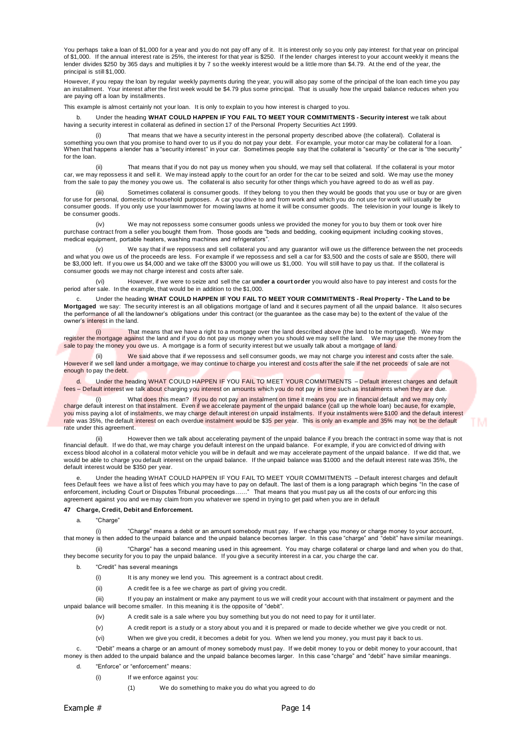You perhaps take a loan of $1,000 for a year and you do not pay off any of it. It is interest only so you only pay interest for that year on principal of $1,000. If the annual interest rate is 25%, the interest for that year is $250. If the lender charges interest to your account weekly it means the lender divides $250 by 365 days and multiplies it by 7 so the weekly interest would be a little more than $4.79. At the end of the year, the principal is still $1,000.

However, if you repay the loan by regular weekly payments during the year, you will also pay some of the principal of the loan each time you pay an installment. Your interest after the first week would be $4.79 plus some principal. That is usually how the unpaid balance reduces when you are paying off a loan by installments.

This example is almost certainly not your loan. It is only to explain to you how interest is charged to you.

b. Under the heading **WHAT COULD HAPPEN IF YOU FAIL TO MEET YOUR COMMITMENTS - Security interest** we talk about having a security interest in collateral as defined in section 17 of the Personal Property Securities Act 1999.

(i) That means that we have a security interest in the personal property described above (the collateral). Collateral is something you own that you promise to hand over to us if you do not pay your debt. For example, your motor car may be collateral for a loan. When that happens a lender has a "security interest" in your car. Sometimes people say that the collateral is "security" or the car is "the security" for the loan.

(ii) That means that if you do not pay us money when you should, we may sell that collateral. If the collateral is your motor car, we may repossess it and sell it. We may instead apply to the court for an order for the car to be seized and sold. We may use the money from the sale to pay the money you owe us. The collateral is also security for other things which you have agreed to do as well as pay.

(iii) Sometimes collateral is consumer goods. If they belong to you then they would be goods that you use or buy or are given for use for personal, domestic or household purposes. A car you drive to and from work and which you do not use for work will usually be consumer goods. If you only use your lawnmower for mowing lawns at home it will be consumer goods. The television in your lounge is likely to be consumer goods.

(iv) We may not repossess some consumer goods unless we provided the money for you to buy them or took over hire purchase contract from a seller you bought them from. Those goods are "beds and bedding, cooking equipment including cooking stoves, medical equipment, portable heaters, washing machines and refrigerators".

(v) We say that if we repossess and sell collateral you and any guarantor will owe us the difference between the net proceeds and what you owe us of the proceeds are less. For example if we repossess and sell a car for $3,500 and the costs of sale are $500, there will be $3,000 left. If you owe us $4,000 and we take off the $3000 you will owe us $1,000. You will still have to pay us that. If the collateral is consumer goods we may not charge interest and costs after sale.

(vi) However, if we were to seize and sell the car **under a court order** you would also have to pay interest and costs for the period after sale. In the example, that would be in addition to the $1,000.

c. Under the heading **WHAT COULD HAPPEN IF YOU FAIL TO MEET YOUR COMMITMENTS - Real Property - The Land to be Mortgaged** we say: The security interest is an all obligations mortgage of land and it secures payment of all the unpaid balance. It also secures the performance of all the landowner's obligations under this contract (or the guarantee as the case may be) to the extent of the value of the owner's interest in the land.

(i) That means that we have a right to a mortgage over the land described above (the land to be mortgaged). We may register the mortgage against the land and if you do not pay us money when you should we may sell the land. We may use the money from the sale to pay the money you owe us. A mortgage is a form of security interest but we usually talk about a mortgage of land.

(ii) We said above that if we repossess and sell consumer goods, we may not charge you interest and costs after the sale. However if we sell land under a mortgage, we may continue to charge you interest and costs after the sale if the net proceeds of sale are not enough to pay the debt.

d. Under the heading WHAT COULD HAPPEN IF YOU FAIL TO MEET YOUR COMMITMENTS – Default interest charges and default fees – Default interest we talk about charging you interest on amounts which you do not pay in time such as instalments when they are due.

(i) What does this mean? If you do not pay an instalment on time it means you are in financial default and we may only charge default interest on that instalment. Even if we accelerate payment of the unpaid balance (call up the whole loan) because, for example, you miss paying a lot of instalments, we may charge default interest on unpaid instalments. If your instalments were $100 and the default interest rate was 35%, the default interest on each overdue instalment would be $35 per year. This is only an example and 35% may not be the default rate under this agreement.

(ii) However then we talk about accelerating payment of the unpaid balance if you breach the contract in some way that is not financial default. If we do that, we may charge you default interest on the unpaid balance. For example, if you are convicted of driving with excess blood alcohol in a collateral motor vehicle you will be in default and we may accelerate payment of the unpaid balance. If we did that, we would be able to charge you default interest on the unpaid balance. If the unpaid balance was $1000 and the default interest rate was 35%, the default interest would be $350 per year.

e. Under the heading WHAT COULD HAPPEN IF YOU FAIL TO MEET YOUR COMMITMENTS – Default interest charges and default fees Default fees we have a list of fees which you may have to pay on default. The last of them is a long paragraph which begins "In the case of enforcement, including Court or Disputes Tribunal proceedings……" That means that you must pay us all the costs of our enforcing this agreement against you and we may claim from you whatever we spend in trying to get paid when you are in default

**47 Charge, Credit, Debit and Enforcement.**

a. "Charge"

(i) "Charge" means a debit or an amount somebody must pay. If we charge you money or charge money to your account, that money is then added to the unpaid balance and the unpaid balance becomes larger. In this case "charge" and "debit" have similar meanings.

(ii) "Charge" has a second meaning used in this agreement. You may charge collateral or charge land and when you do that, they become security for you to pay the unpaid balance. If you give a security interest in a car, you charge the car.

b. "Credit" has several meanings

(i) It is any money we lend you. This agreement is a contract about credit.

(ii) A credit fee is a fee we charge as part of giving you credit.

(iii) If you pay an instalment or make any payment to us we will credit your account with that instalment or payment and the unpaid balance will become smaller. In this meaning it is the opposite of "debit".

(iv) A credit sale is a sale where you buy something but you do not need to pay for it until later.

(v) A credit report is a study or a story about you and it is prepared or made to decide whether we give you credit or not.

(vi) When we give you credit, it becomes a debit for you. When we lend you money, you must pay it back to us.

c. "Debit" means a charge or an amount of money somebody must pay. If we debit money to you or debit money to your account, that money is then added to the unpaid balance and the unpaid balance becomes larger. In this case "charge" and "debit" have similar meanings.

d. "Enforce" or "enforcement" means:

(i) If we enforce against you:

(1) We do something to make you do what you agreed to do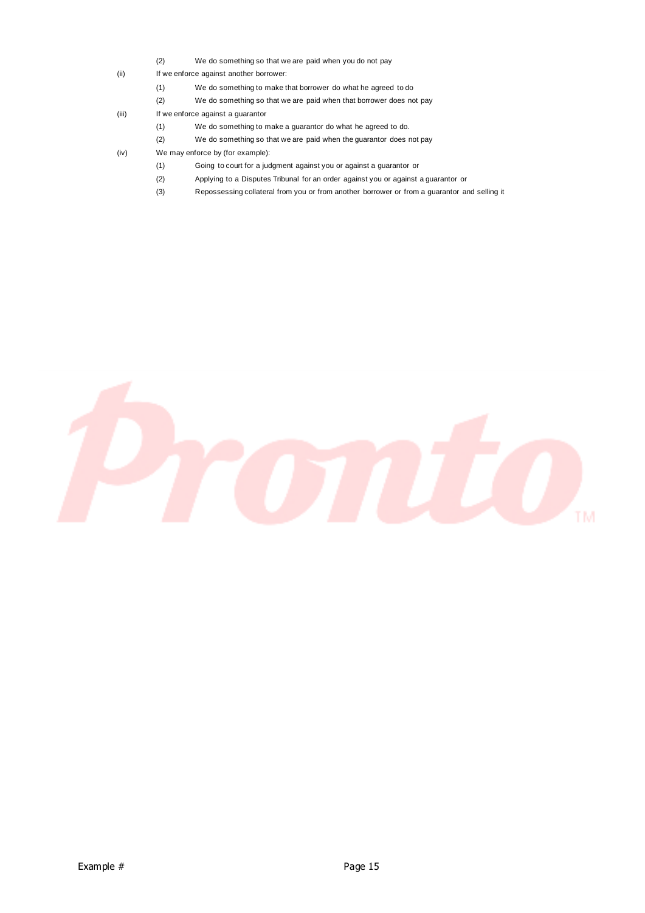(2) We do something so that we are paid when you do not pay

(ii) If we enforce against another borrower:

(1) We do something to make that borrower do what he agreed to do

(2) We do something so that we are paid when that borrower does not pay

(iii) If we enforce against a guarantor

(1) We do something to make a guarantor do what he agreed to do.

(2) We do something so that we are paid when the guarantor does not pay

(iv) We may enforce by (for example):

(1) Going to court for a judgment against you or against a guarantor or

(2) Applying to a Disputes Tribunal for an order against you or against a guarantor or

(3) Repossessing collateral from you or from another borrower or from a guarantor and selling it